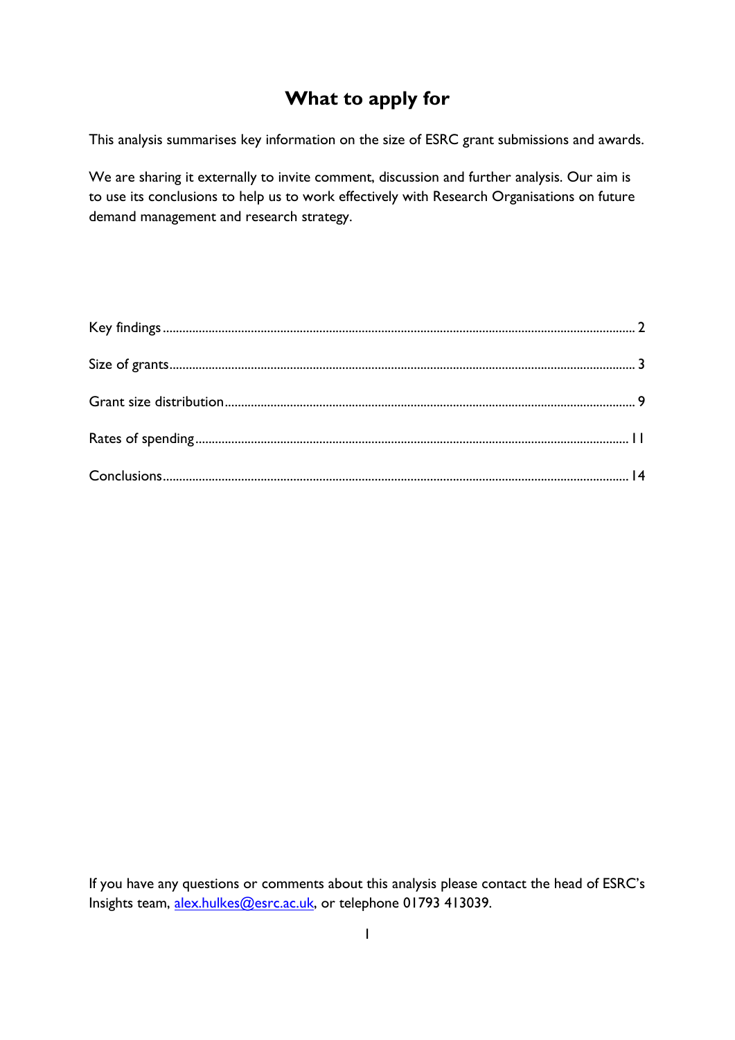# What to apply for

This analysis summarises key information on the size of ESRC grant submissions and awards.

We are sharing it externally to invite comment, discussion and further analysis. Our aim is to use its conclusions to help us to work effectively with Research Organisations on future demand management and research strategy.

Key findings ........ 2

Size of grants ........ 3

Grant size distribution ........ 9

Rates of spending ........ 11

Conclusions ........ 14

If you have any questions or comments about this analysis please contact the head of ESRC's Insights team, alex.hulkes@esrc.ac.uk, or telephone 01793 413039.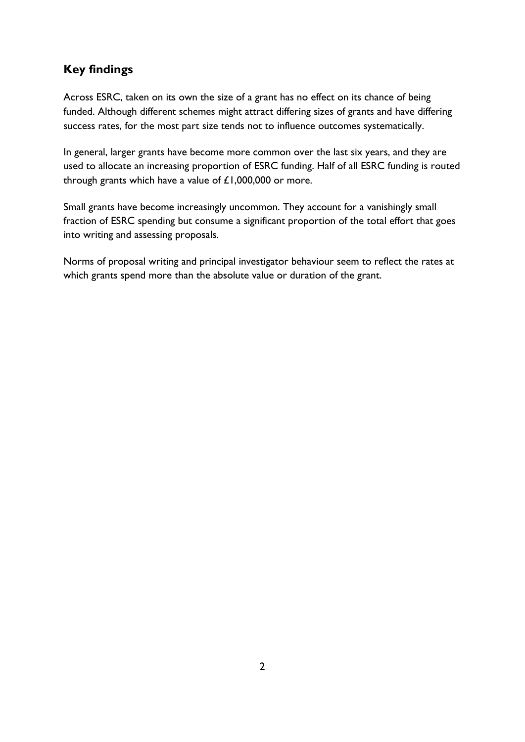## Key findings

Across ESRC, taken on its own the size of a grant has no effect on its chance of being funded. Although different schemes might attract differing sizes of grants and have differing success rates, for the most part size tends not to influence outcomes systematically.

In general, larger grants have become more common over the last six years, and they are used to allocate an increasing proportion of ESRC funding. Half of all ESRC funding is routed through grants which have a value of £1,000,000 or more.

Small grants have become increasingly uncommon. They account for a vanishingly small fraction of ESRC spending but consume a significant proportion of the total effort that goes into writing and assessing proposals.

Norms of proposal writing and principal investigator behaviour seem to reflect the rates at which grants spend more than the absolute value or duration of the grant.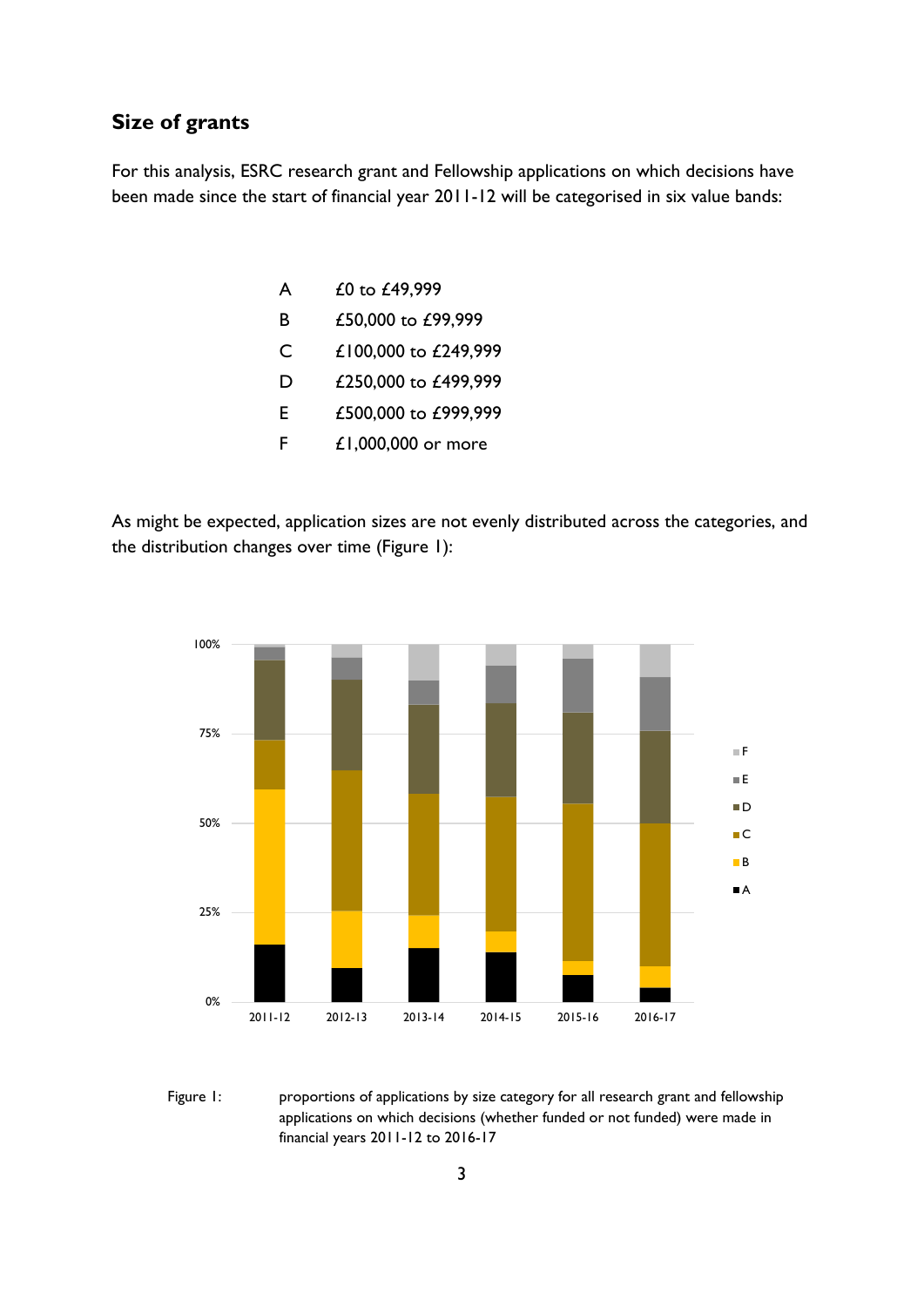## Size of grants

For this analysis, ESRC research grant and Fellowship applications on which decisions have been made since the start of financial year 2011-12 will be categorised in six value bands:

| | |
|---|---|
| A | £0 to £49,999 |
| B | £50,000 to £99,999 |
| C | £100,000 to £249,999 |
| D | £250,000 to £499,999 |
| E | £500,000 to £999,999 |
| F | £1,000,000 or more |

As might be expected, application sizes are not evenly distributed across the categories, and the distribution changes over time (Figure 1):

Figure 1: proportions of applications by size category for all research grant and fellowship applications on which decisions (whether funded or not funded) were made in financial years 2011-12 to 2016-17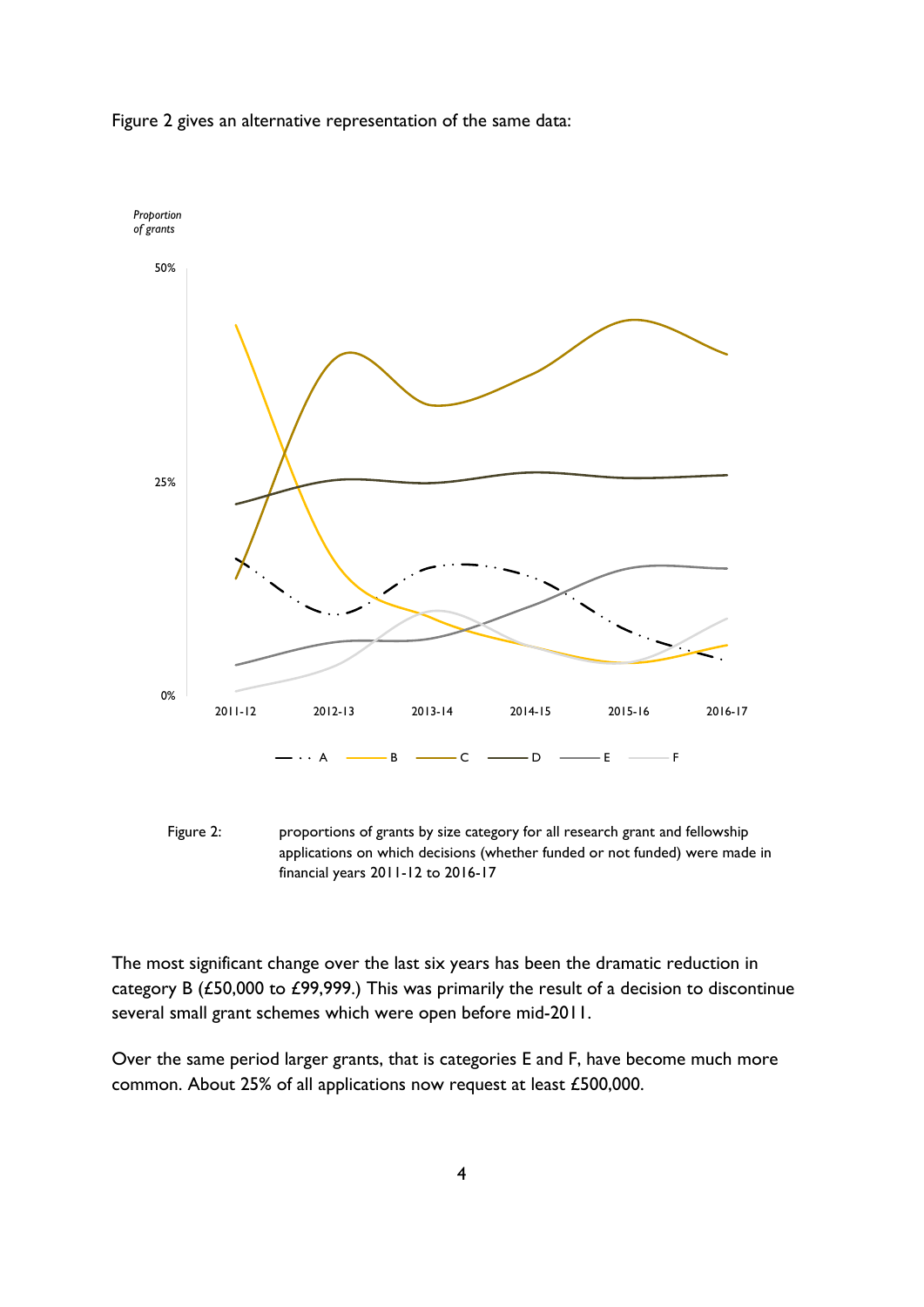Figure 2 gives an alternative representation of the same data:

Figure 2: proportions of grants by size category for all research grant and fellowship applications on which decisions (whether funded or not funded) were made in financial years 2011-12 to 2016-17

The most significant change over the last six years has been the dramatic reduction in category B (£50,000 to £99,999.) This was primarily the result of a decision to discontinue several small grant schemes which were open before mid-2011.

Over the same period larger grants, that is categories E and F, have become much more common. About 25% of all applications now request at least £500,000.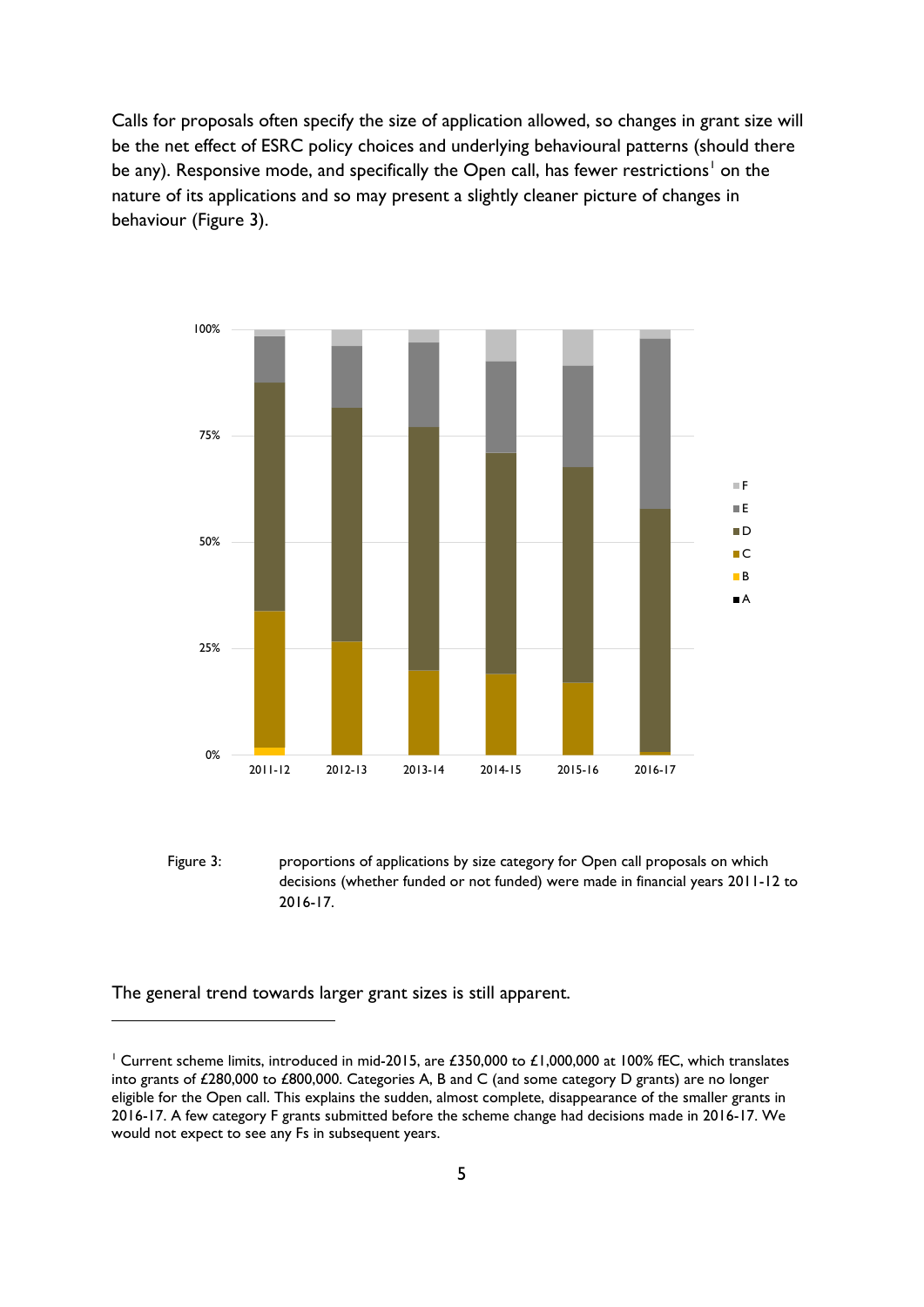Calls for proposals often specify the size of application allowed, so changes in grant size will be the net effect of ESRC policy choices and underlying behavioural patterns (should there be any). Responsive mode, and specifically the Open call, has fewer restrictions[1] on the nature of its applications and so may present a slightly cleaner picture of changes in behaviour (Figure 3).

Figure 3: proportions of applications by size category for Open call proposals on which decisions (whether funded or not funded) were made in financial years 2011-12 to 2016-17.

The general trend towards larger grant sizes is still apparent.

[1] Current scheme limits, introduced in mid-2015, are £350,000 to £1,000,000 at 100% fEC, which translates into grants of £280,000 to £800,000. Categories A, B and C (and some category D grants) are no longer eligible for the Open call. This explains the sudden, almost complete, disappearance of the smaller grants in 2016-17. A few category F grants submitted before the scheme change had decisions made in 2016-17. We would not expect to see any Fs in subsequent years.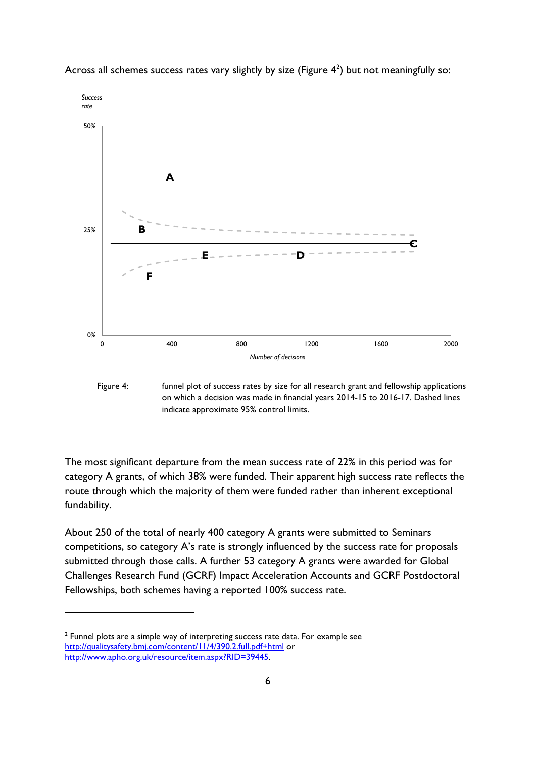Across all schemes success rates vary slightly by size (Figure 4[2]) but not meaningfully so:

Figure 4: funnel plot of success rates by size for all research grant and fellowship applications on which a decision was made in financial years 2014-15 to 2016-17. Dashed lines indicate approximate 95% control limits.

The most significant departure from the mean success rate of 22% in this period was for category A grants, of which 38% were funded. Their apparent high success rate reflects the route through which the majority of them were funded rather than inherent exceptional fundability.

About 250 of the total of nearly 400 category A grants were submitted to Seminars competitions, so category A's rate is strongly influenced by the success rate for proposals submitted through those calls. A further 53 category A grants were awarded for Global Challenges Research Fund (GCRF) Impact Acceleration Accounts and GCRF Postdoctoral Fellowships, both schemes having a reported 100% success rate.

---

[2] Funnel plots are a simple way of interpreting success rate data. For example see http://qualitysafety.bmj.com/content/11/4/390.2.full.pdf+html or http://www.apho.org.uk/resource/item.aspx?RID=39445.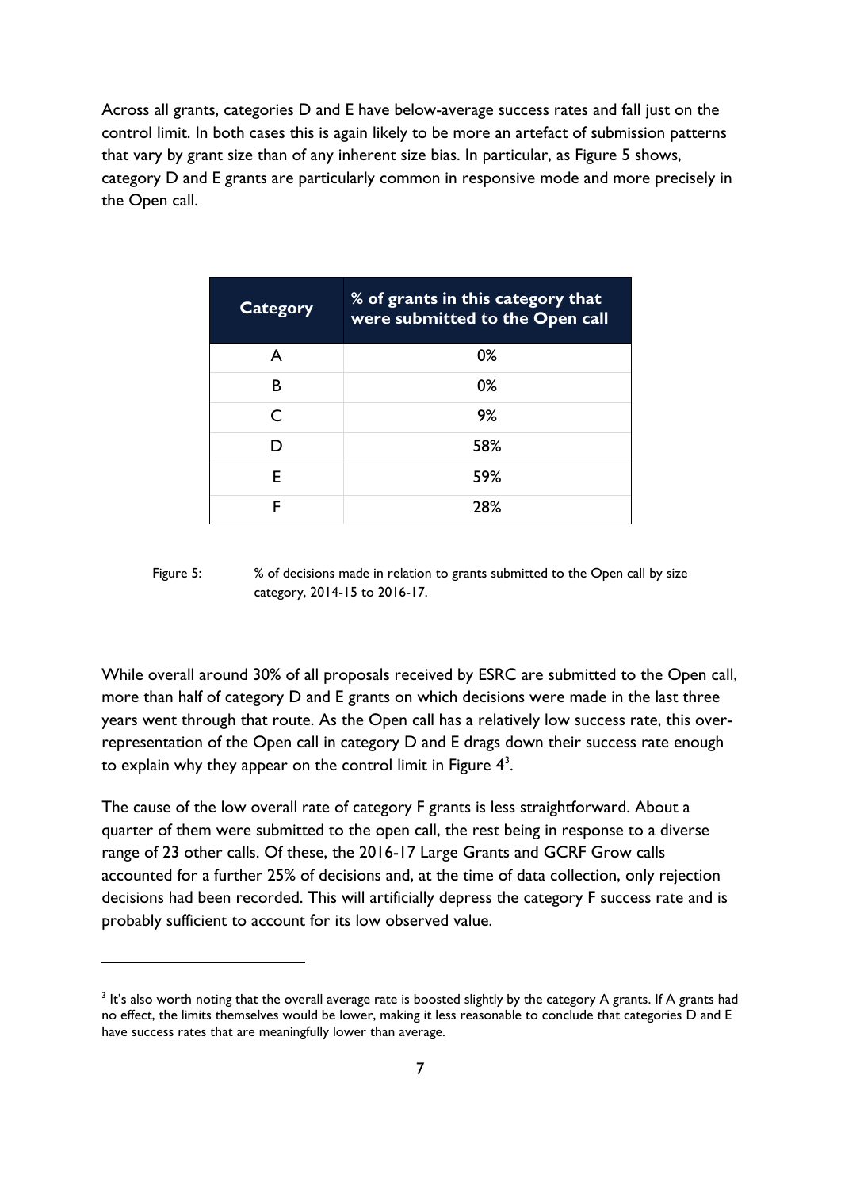Across all grants, categories D and E have below-average success rates and fall just on the control limit. In both cases this is again likely to be more an artefact of submission patterns that vary by grant size than of any inherent size bias. In particular, as Figure 5 shows, category D and E grants are particularly common in responsive mode and more precisely in the Open call.

| Category | % of grants in this category that were submitted to the Open call |
| --- | --- |
| A | 0% |
| B | 0% |
| C | 9% |
| D | 58% |
| E | 59% |
| F | 28% |

Figure 5: % of decisions made in relation to grants submitted to the Open call by size category, 2014-15 to 2016-17.

While overall around 30% of all proposals received by ESRC are submitted to the Open call, more than half of category D and E grants on which decisions were made in the last three years went through that route. As the Open call has a relatively low success rate, this over-representation of the Open call in category D and E drags down their success rate enough to explain why they appear on the control limit in Figure 4[3].

The cause of the low overall rate of category F grants is less straightforward. About a quarter of them were submitted to the open call, the rest being in response to a diverse range of 23 other calls. Of these, the 2016-17 Large Grants and GCRF Grow calls accounted for a further 25% of decisions and, at the time of data collection, only rejection decisions had been recorded. This will artificially depress the category F success rate and is probably sufficient to account for its low observed value.

[3] It's also worth noting that the overall average rate is boosted slightly by the category A grants. If A grants had no effect, the limits themselves would be lower, making it less reasonable to conclude that categories D and E have success rates that are meaningfully lower than average.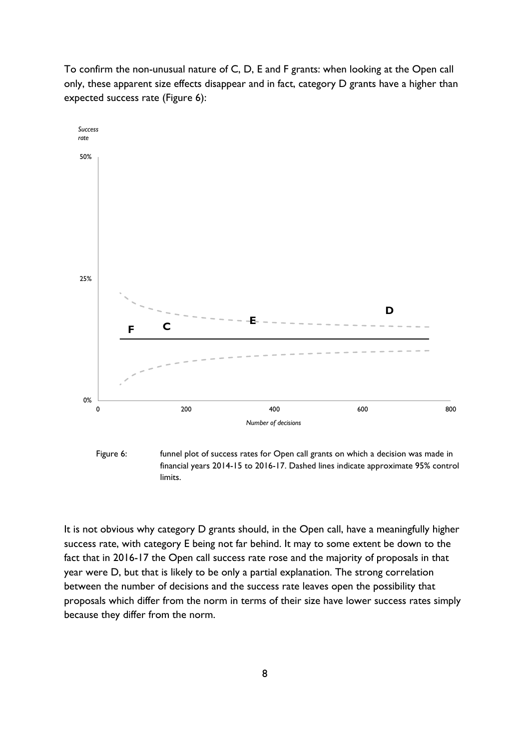To confirm the non-unusual nature of C, D, E and F grants: when looking at the Open call only, these apparent size effects disappear and in fact, category D grants have a higher than expected success rate (Figure 6):

Figure 6: funnel plot of success rates for Open call grants on which a decision was made in financial years 2014-15 to 2016-17. Dashed lines indicate approximate 95% control limits.

It is not obvious why category D grants should, in the Open call, have a meaningfully higher success rate, with category E being not far behind. It may to some extent be down to the fact that in 2016-17 the Open call success rate rose and the majority of proposals in that year were D, but that is likely to be only a partial explanation. The strong correlation between the number of decisions and the success rate leaves open the possibility that proposals which differ from the norm in terms of their size have lower success rates simply because they differ from the norm.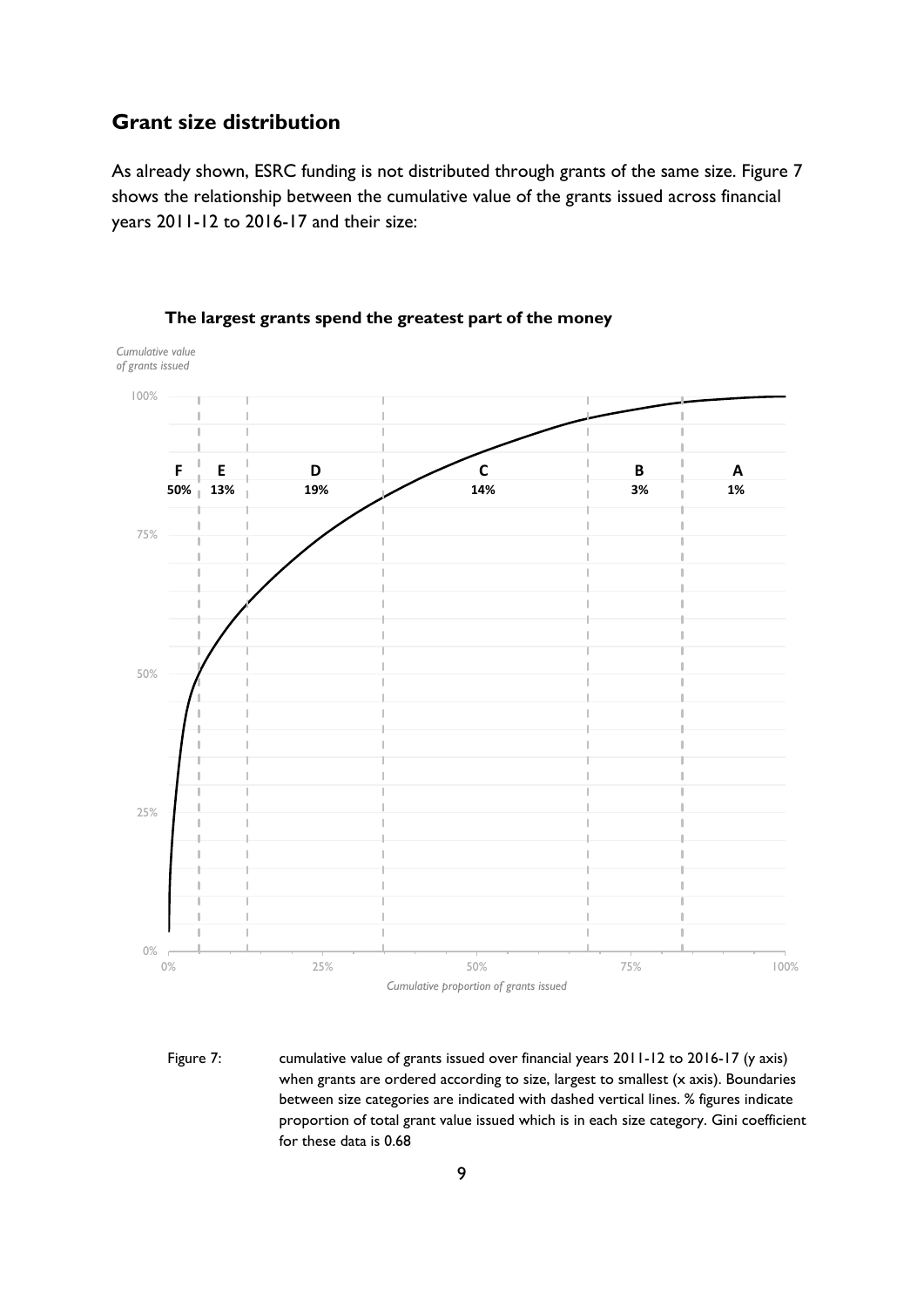## Grant size distribution

As already shown, ESRC funding is not distributed through grants of the same size. Figure 7 shows the relationship between the cumulative value of the grants issued across financial years 2011-12 to 2016-17 and their size:

**The largest grants spend the greatest part of the money**

Figure 7: cumulative value of grants issued over financial years 2011-12 to 2016-17 (y axis) when grants are ordered according to size, largest to smallest (x axis). Boundaries between size categories are indicated with dashed vertical lines. % figures indicate proportion of total grant value issued which is in each size category. Gini coefficient for these data is 0.68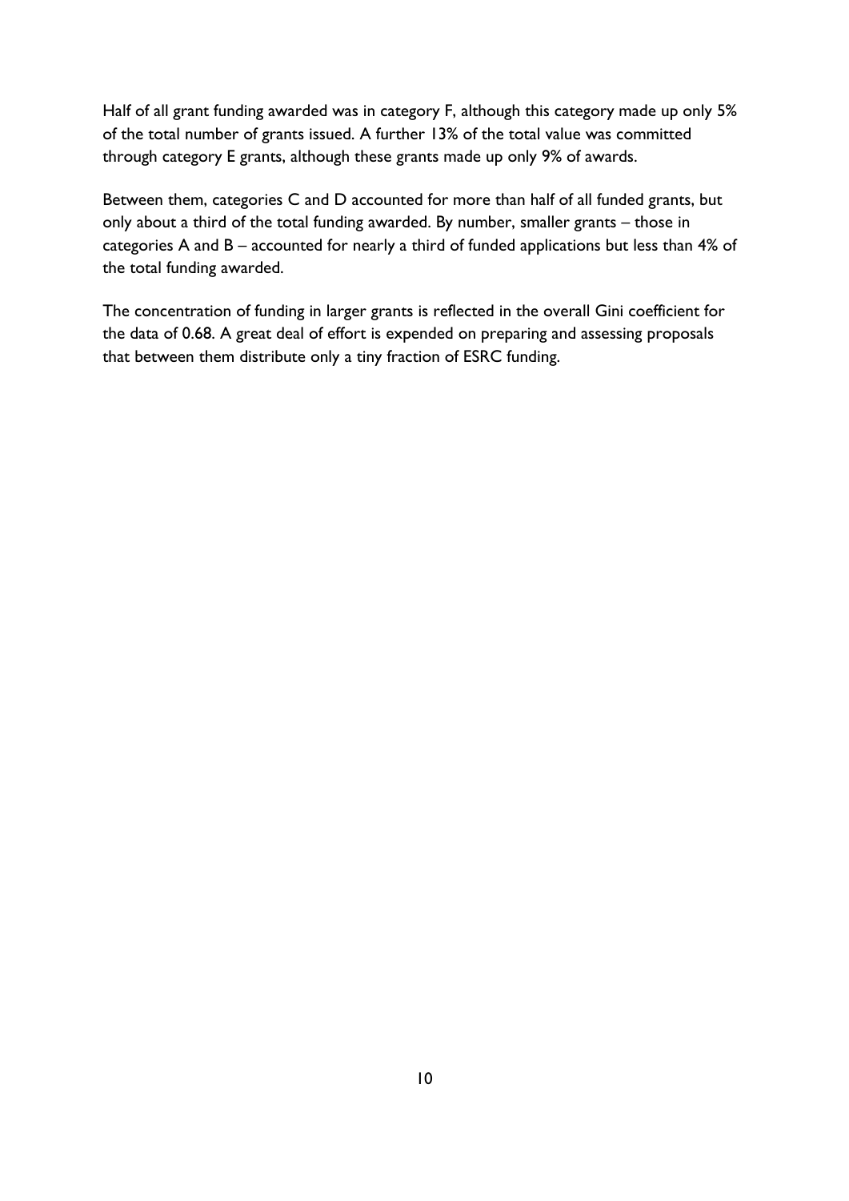Half of all grant funding awarded was in category F, although this category made up only 5% of the total number of grants issued. A further 13% of the total value was committed through category E grants, although these grants made up only 9% of awards.

Between them, categories C and D accounted for more than half of all funded grants, but only about a third of the total funding awarded. By number, smaller grants – those in categories A and B – accounted for nearly a third of funded applications but less than 4% of the total funding awarded.

The concentration of funding in larger grants is reflected in the overall Gini coefficient for the data of 0.68. A great deal of effort is expended on preparing and assessing proposals that between them distribute only a tiny fraction of ESRC funding.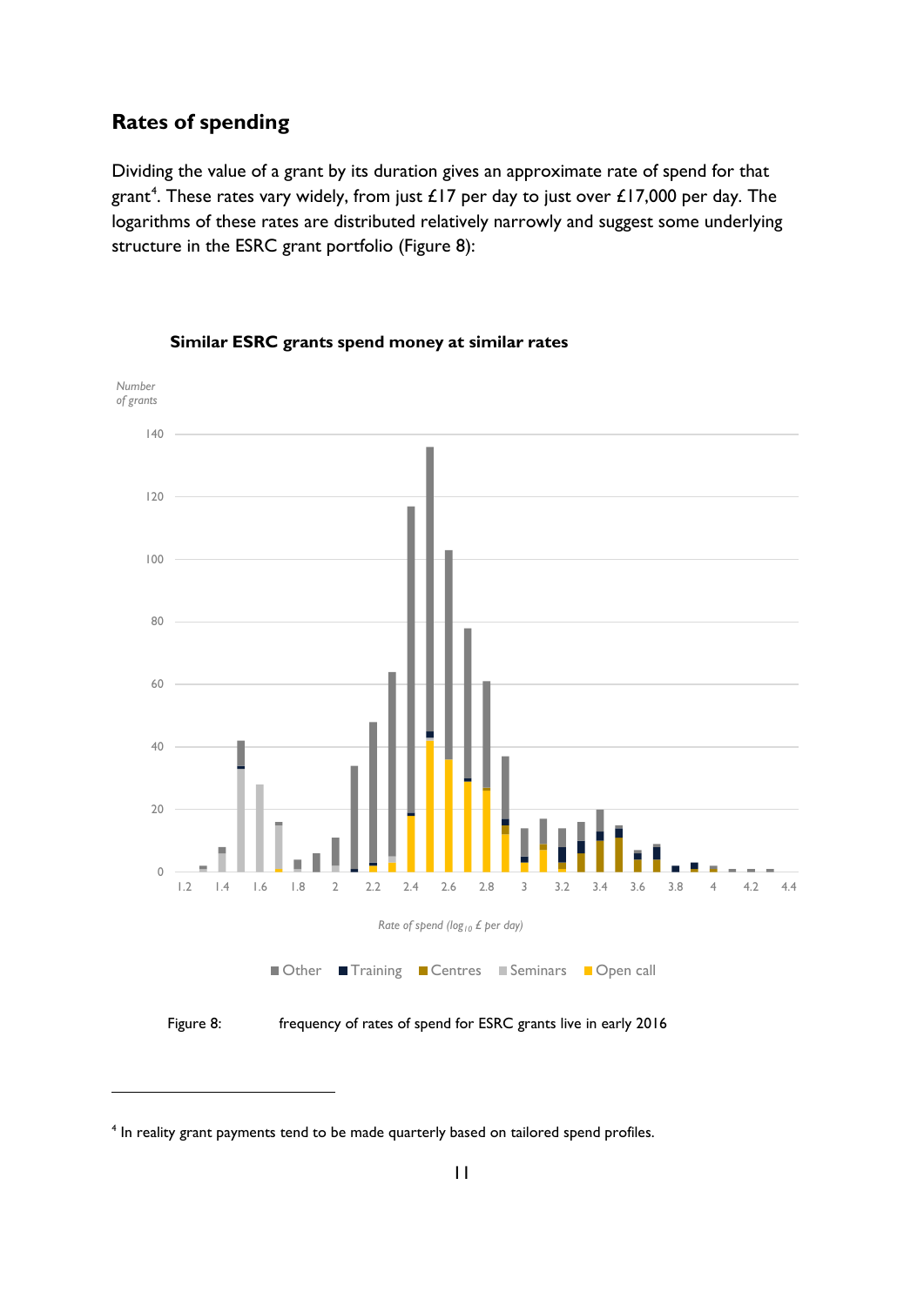## Rates of spending

Dividing the value of a grant by its duration gives an approximate rate of spend for that grant[4]. These rates vary widely, from just £17 per day to just over £17,000 per day. The logarithms of these rates are distributed relatively narrowly and suggest some underlying structure in the ESRC grant portfolio (Figure 8):

**Similar ESRC grants spend money at similar rates**

Figure 8: frequency of rates of spend for ESRC grants live in early 2016

[4] In reality grant payments tend to be made quarterly based on tailored spend profiles.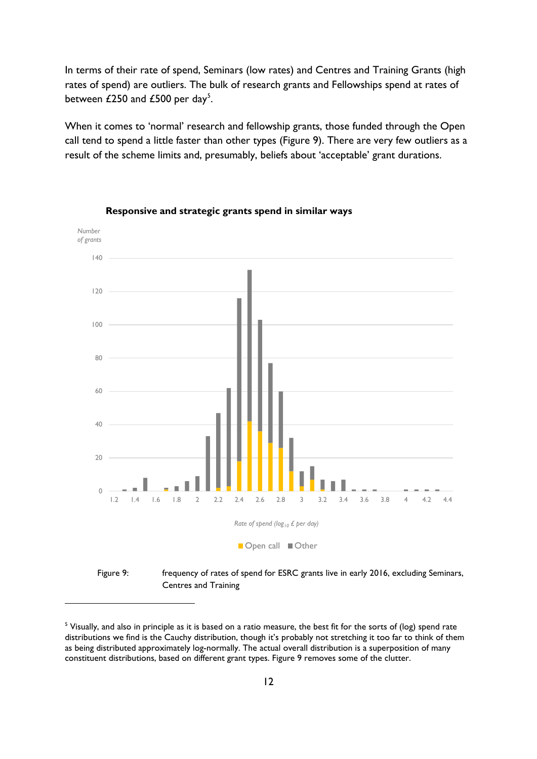In terms of their rate of spend, Seminars (low rates) and Centres and Training Grants (high rates of spend) are outliers. The bulk of research grants and Fellowships spend at rates of between £250 and £500 per day[5].

When it comes to 'normal' research and fellowship grants, those funded through the Open call tend to spend a little faster than other types (Figure 9). There are very few outliers as a result of the scheme limits and, presumably, beliefs about 'acceptable' grant durations.

**Responsive and strategic grants spend in similar ways**

Figure 9: frequency of rates of spend for ESRC grants live in early 2016, excluding Seminars, Centres and Training

---

[5] Visually, and also in principle as it is based on a ratio measure, the best fit for the sorts of (log) spend rate distributions we find is the Cauchy distribution, though it's probably not stretching it too far to think of them as being distributed approximately log-normally. The actual overall distribution is a superposition of many constituent distributions, based on different grant types. Figure 9 removes some of the clutter.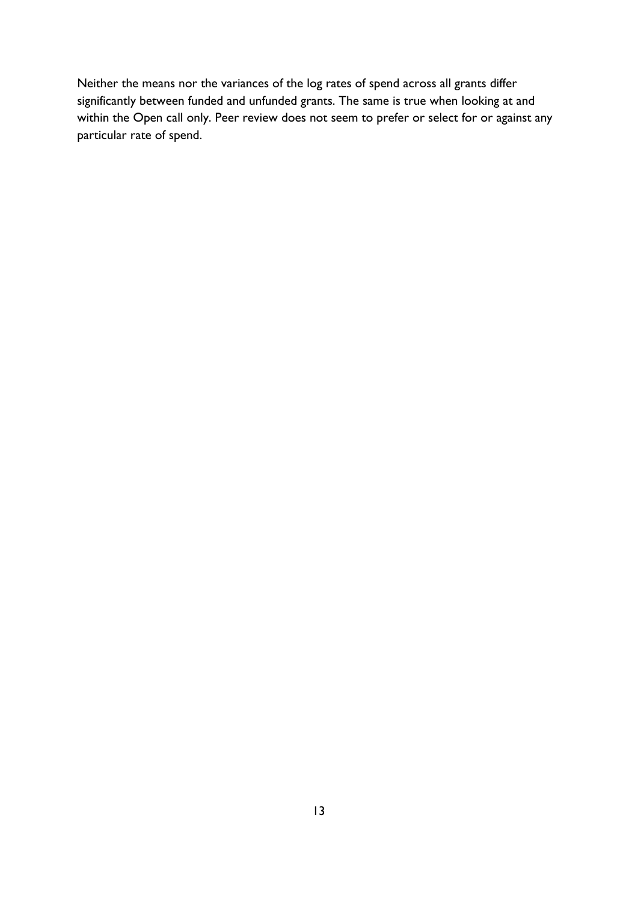Neither the means nor the variances of the log rates of spend across all grants differ significantly between funded and unfunded grants. The same is true when looking at and within the Open call only. Peer review does not seem to prefer or select for or against any particular rate of spend.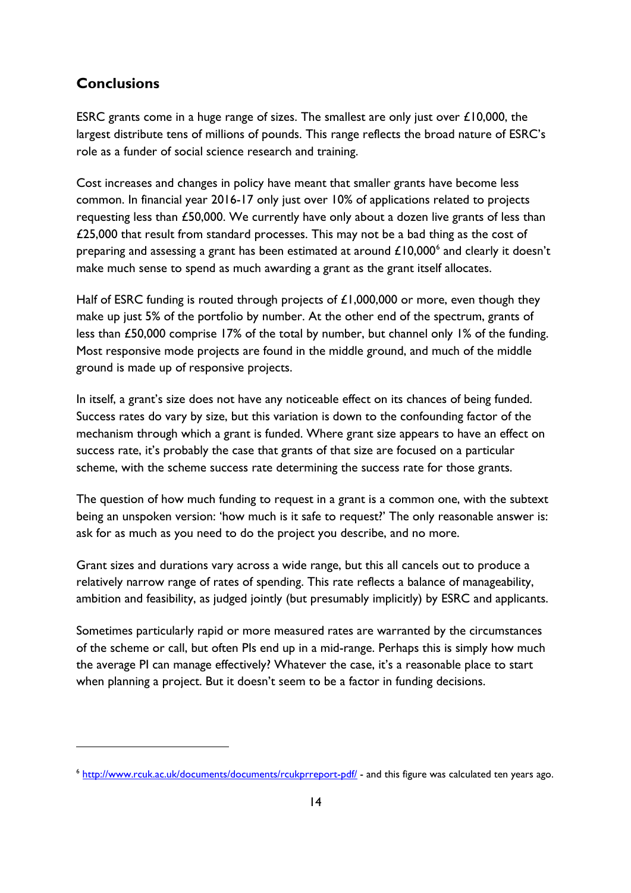## Conclusions

ESRC grants come in a huge range of sizes. The smallest are only just over £10,000, the largest distribute tens of millions of pounds. This range reflects the broad nature of ESRC's role as a funder of social science research and training.

Cost increases and changes in policy have meant that smaller grants have become less common. In financial year 2016-17 only just over 10% of applications related to projects requesting less than £50,000. We currently have only about a dozen live grants of less than £25,000 that result from standard processes. This may not be a bad thing as the cost of preparing and assessing a grant has been estimated at around £10,000[6] and clearly it doesn't make much sense to spend as much awarding a grant as the grant itself allocates.

Half of ESRC funding is routed through projects of £1,000,000 or more, even though they make up just 5% of the portfolio by number. At the other end of the spectrum, grants of less than £50,000 comprise 17% of the total by number, but channel only 1% of the funding. Most responsive mode projects are found in the middle ground, and much of the middle ground is made up of responsive projects.

In itself, a grant's size does not have any noticeable effect on its chances of being funded. Success rates do vary by size, but this variation is down to the confounding factor of the mechanism through which a grant is funded. Where grant size appears to have an effect on success rate, it's probably the case that grants of that size are focused on a particular scheme, with the scheme success rate determining the success rate for those grants.

The question of how much funding to request in a grant is a common one, with the subtext being an unspoken version: 'how much is it safe to request?' The only reasonable answer is: ask for as much as you need to do the project you describe, and no more.

Grant sizes and durations vary across a wide range, but this all cancels out to produce a relatively narrow range of rates of spending. This rate reflects a balance of manageability, ambition and feasibility, as judged jointly (but presumably implicitly) by ESRC and applicants.

Sometimes particularly rapid or more measured rates are warranted by the circumstances of the scheme or call, but often PIs end up in a mid-range. Perhaps this is simply how much the average PI can manage effectively? Whatever the case, it's a reasonable place to start when planning a project. But it doesn't seem to be a factor in funding decisions.

---

[6] http://www.rcuk.ac.uk/documents/documents/rcukprreport-pdf/ - and this figure was calculated ten years ago.